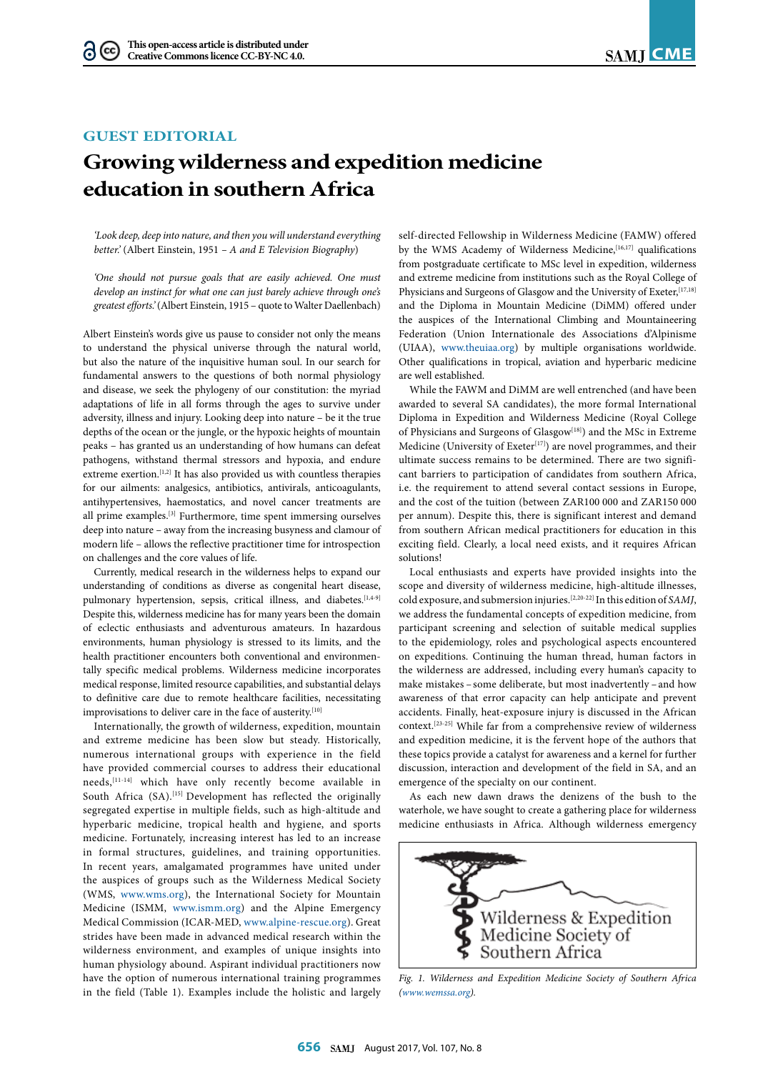GUEST EDITORIAL

# Growing wilderness and expedition medicine education in southern Africa

*'Look deep, deep into nature, and then you will understand everything better.'* (Albert Einstein, 1951 – *A and E Television Biography*)

*'One should not pursue goals that are easily achieved. One must develop an instinct for what one can just barely achieve through one's greatest efforts.'* (Albert Einstein, 1915 – quote to Walter Daellenbach)

Albert Einstein's words give us pause to consider not only the means to understand the physical universe through the natural world, but also the nature of the inquisitive human soul. In our search for fundamental answers to the questions of both normal physiology and disease, we seek the phylogeny of our constitution: the myriad adaptations of life in all forms through the ages to survive under adversity, illness and injury. Looking deep into nature – be it the true depths of the ocean or the jungle, or the hypoxic heights of mountain peaks – has granted us an understanding of how humans can defeat pathogens, withstand thermal stressors and hypoxia, and endure extreme exertion.[1,2] It has also provided us with countless therapies for our ailments: analgesics, antibiotics, antivirals, anticoagulants, antihypertensives, haemostatics, and novel cancer treatments are all prime examples.[3] Furthermore, time spent immersing ourselves deep into nature – away from the increasing busyness and clamour of modern life – allows the reflective practitioner time for introspection on challenges and the core values of life.

Currently, medical research in the wilderness helps to expand our understanding of conditions as diverse as congenital heart disease, pulmonary hypertension, sepsis, critical illness, and diabetes.[1,4-9] Despite this, wilderness medicine has for many years been the domain of eclectic enthusiasts and adventurous amateurs. In hazardous environments, human physiology is stressed to its limits, and the health practitioner encounters both conventional and environmentally specific medical problems. Wilderness medicine incorporates medical response, limited resource capabilities, and substantial delays to definitive care due to remote healthcare facilities, necessitating improvisations to deliver care in the face of austerity.[10]

Internationally, the growth of wilderness, expedition, mountain and extreme medicine has been slow but steady. Historically, numerous international groups with experience in the field have provided commercial courses to address their educational needs,[11-14] which have only recently become available in South Africa (SA).[15] Development has reflected the originally segregated expertise in multiple fields, such as high-altitude and hyperbaric medicine, tropical health and hygiene, and sports medicine. Fortunately, increasing interest has led to an increase in formal structures, guidelines, and training opportunities. In recent years, amalgamated programmes have united under the auspices of groups such as the Wilderness Medical Society (WMS, www.wms.org), the International Society for Mountain Medicine (ISMM, www.ismm.org) and the Alpine Emergency Medical Commission (ICAR-MED, www.alpine-rescue.org). Great strides have been made in advanced medical research within the wilderness environment, and examples of unique insights into human physiology abound. Aspirant individual practitioners now have the option of numerous international training programmes in the field (Table 1). Examples include the holistic and largely self-directed Fellowship in Wilderness Medicine (FAWM) offered by the WMS Academy of Wilderness Medicine,[16,17] qualifications from postgraduate certificate to MSc level in expedition, wilderness and extreme medicine from institutions such as the Royal College of Physicians and Surgeons of Glasgow and the University of Exeter,[17,18] and the Diploma in Mountain Medicine (DiMM) offered under the auspices of the International Climbing and Mountaineering Federation (Union Internationale des Associations d'Alpinisme (UIAA), www.theuiaa.org) by multiple organisations worldwide. Other qualifications in tropical, aviation and hyperbaric medicine are well established.

While the FAWM and DiMM are well entrenched (and have been awarded to several SA candidates), the more formal International Diploma in Expedition and Wilderness Medicine (Royal College of Physicians and Surgeons of Glasgow[18]) and the MSc in Extreme Medicine (University of Exeter[17]) are novel programmes, and their ultimate success remains to be determined. There are two significant barriers to participation of candidates from southern Africa, i.e. the requirement to attend several contact sessions in Europe, and the cost of the tuition (between ZAR100 000 and ZAR150 000 per annum). Despite this, there is significant interest and demand from southern African medical practitioners for education in this exciting field. Clearly, a local need exists, and it requires African solutions!

Local enthusiasts and experts have provided insights into the scope and diversity of wilderness medicine, high-altitude illnesses, cold exposure, and submersion injuries.[2,20-22] In this edition of *SAMJ*, we address the fundamental concepts of expedition medicine, from participant screening and selection of suitable medical supplies to the epidemiology, roles and psychological aspects encountered on expeditions. Continuing the human thread, human factors in the wilderness are addressed, including every human's capacity to make mistakes – some deliberate, but most inadvertently – and how awareness of that error capacity can help anticipate and prevent accidents. Finally, heat-exposure injury is discussed in the African context.[23-25] While far from a comprehensive review of wilderness and expedition medicine, it is the fervent hope of the authors that these topics provide a catalyst for awareness and a kernel for further discussion, interaction and development of the field in SA, and an emergence of the specialty on our continent.

As each new dawn draws the denizens of the bush to the waterhole, we have sought to create a gathering place for wilderness medicine enthusiasts in Africa. Although wilderness emergency

Wilderness & Expedition Medicine Society of Southern Africa

*Fig. 1. Wilderness and Expedition Medicine Society of Southern Africa (www.wemssa.org).*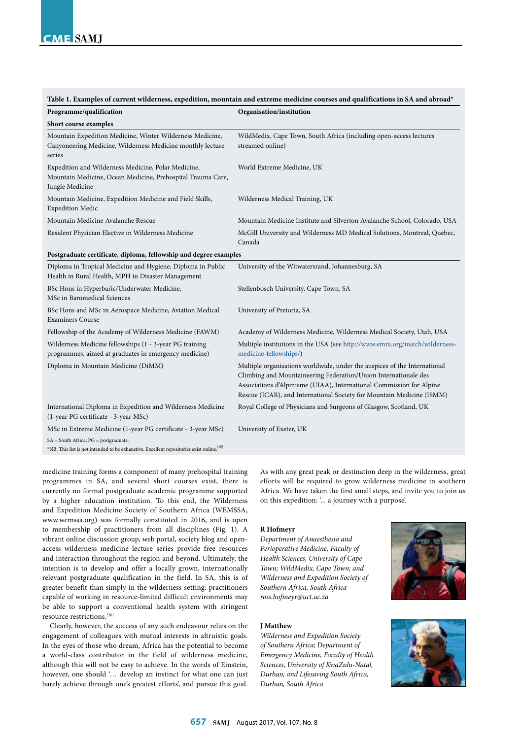**Table 1. Examples of current wilderness, expedition, mountain and extreme medicine courses and qualifications in SA and abroad***

| Programme/qualification | Organisation/institution |
|---|---|
| **Short course examples** | |
| Mountain Expedition Medicine, Winter Wilderness Medicine, Canyoneering Medicine, Wilderness Medicine monthly lecture series | WildMedix, Cape Town, South Africa (including open-access lectures streamed online) |
| Expedition and Wilderness Medicine, Polar Medicine, Mountain Medicine, Ocean Medicine, Prehospital Trauma Care, Jungle Medicine | World Extreme Medicine, UK |
| Mountain Medicine, Expedition Medicine and Field Skills, Expedition Medic | Wilderness Medical Training, UK |
| Mountain Medicine Avalanche Rescue | Mountain Medicine Institute and Silverton Avalanche School, Colorado, USA |
| Resident Physician Elective in Wilderness Medicine | McGill University and Wilderness MD Medical Solutions, Montreal, Quebec, Canada |
| **Postgraduate certificate, diploma, fellowship and degree examples** | |
| Diploma in Tropical Medicine and Hygiene, Diploma in Public Health in Rural Health, MPH in Disaster Management | University of the Witwatersrand, Johannesburg, SA |
| BSc Hons in Hyperbaric/Underwater Medicine, MSc in Baromedical Sciences | Stellenbosch University, Cape Town, SA |
| BSc Hons and MSc in Aerospace Medicine, Aviation Medical Examiners Course | University of Pretoria, SA |
| Fellowship of the Academy of Wilderness Medicine (FAWM) | Academy of Wilderness Medicine, Wilderness Medical Society, Utah, USA |
| Wilderness Medicine fellowships (1 - 3-year PG training programmes, aimed at graduates in emergency medicine) | Multiple institutions in the USA (see http://www.emra.org/match/wilderness-medicine-fellowships/) |
| Diploma in Mountain Medicine (DiMM) | Multiple organisations worldwide, under the auspices of the International Climbing and Mountaineering Federation/Union Internationale des Associations d'Alpinisme (UIAA), International Commission for Alpine Rescue (ICAR), and International Society for Mountain Medicine (ISMM) |
| International Diploma in Expedition and Wilderness Medicine (1-year PG certificate - 3-year MSc) | Royal College of Physicians and Surgeons of Glasgow, Scotland, UK |
| MSc in Extreme Medicine (1-year PG certificate - 3-year MSc) | University of Exeter, UK |

SA = South Africa; PG = postgraduate.
*NB: This list is not intended to be exhaustive. Excellent repositories exist online.[19]

medicine training forms a component of many prehospital training programmes in SA, and several short courses exist, there is currently no formal postgraduate academic programme supported by a higher education institution. To this end, the Wilderness and Expedition Medicine Society of Southern Africa (WEMSSA, www.wemssa.org) was formally constituted in 2016, and is open to membership of practitioners from all disciplines (Fig. 1). A vibrant online discussion group, web portal, society blog and open-access wilderness medicine lecture series provide free resources and interaction throughout the region and beyond. Ultimately, the intention is to develop and offer a locally grown, internationally relevant postgraduate qualification in the field. In SA, this is of greater benefit than simply in the wilderness setting: practitioners capable of working in resource-limited difficult environments may be able to support a conventional health system with stringent resource restrictions.[26]

Clearly, however, the success of any such endeavour relies on the engagement of colleagues with mutual interests in altruistic goals. In the eyes of those who dream, Africa has the potential to become a world-class contributor in the field of wilderness medicine, although this will not be easy to achieve. In the words of Einstein, however, one should '… develop an instinct for what one can just barely achieve through one's greatest efforts', and pursue this goal.

As with any great peak or destination deep in the wilderness, great efforts will be required to grow wilderness medicine in southern Africa. We have taken the first small steps, and invite you to join us on this expedition: '… a journey with a purpose'.

**R Hofmeyr**

*Department of Anaesthesia and Perioperative Medicine, Faculty of Health Sciences, University of Cape Town; WildMedix, Cape Town; and Wilderness and Expedition Society of Southern Africa, South Africa*
*ross.hofmeyr@uct.ac.za*

**J Matthew**

*Wilderness and Expedition Society of Southern Africa; Department of Emergency Medicine, Faculty of Health Sciences, University of KwaZulu-Natal, Durban; and Lifesaving South Africa, Durban, South Africa*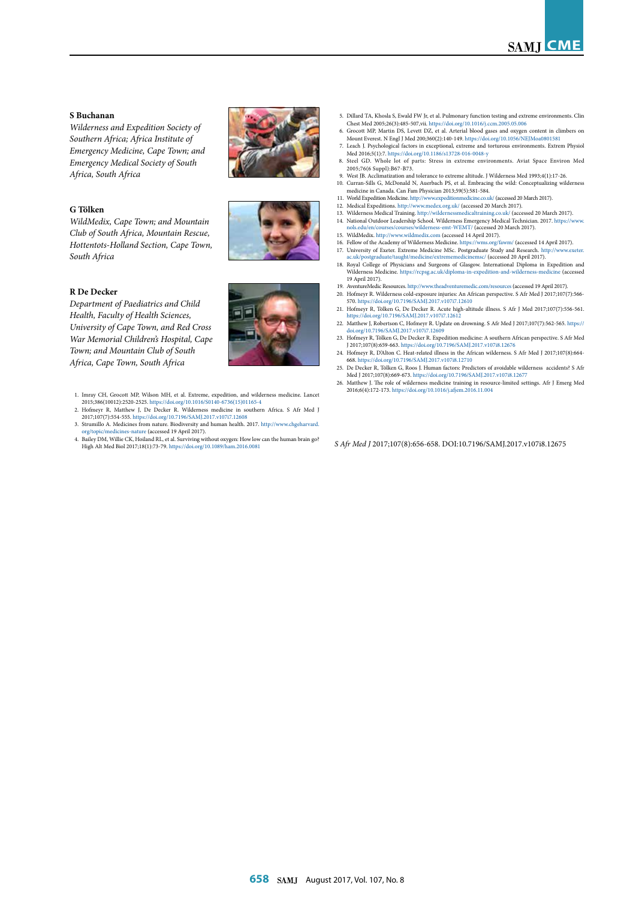**S Buchanan**

*Wilderness and Expedition Society of Southern Africa; Africa Institute of Emergency Medicine, Cape Town; and Emergency Medical Society of South Africa, South Africa*

**G Tölken**

*WildMedix, Cape Town; and Mountain Club of South Africa, Mountain Rescue, Hottentots-Holland Section, Cape Town, South Africa*

**R De Decker**

*Department of Paediatrics and Child Health, Faculty of Health Sciences, University of Cape Town, and Red Cross War Memorial Children's Hospital, Cape Town; and Mountain Club of South Africa, Cape Town, South Africa*

1. Imray CH, Grocott MP, Wilson MH, et al. Extreme, expedition, and wilderness medicine. Lancet 2015;386(10012):2520-2525. https://doi.org/10.1016/S0140-6736(15)01165-4
2. Hofmeyr R, Matthew J, De Decker R. Wilderness medicine in southern Africa. S Afr Med J 2017;107(7):554-555. https://doi.org/10.7196/SAMJ.2017.v107i7.12608
3. Strumillo A. Medicines from nature. Biodiversity and human health. 2017. http://www.chgeharvard.org/topic/medicines-nature (accessed 19 April 2017).
4. Bailey DM, Willie CK, Hoiland RL, et al. Surviving without oxygen: How low can the human brain go? High Alt Med Biol 2017;18(1):73-79. https://doi.org/10.1089/ham.2016.0081
5. Dillard TA, Khosla S, Ewald FW Jr, et al. Pulmonary function testing and extreme environments. Clin Chest Med 2005;26(3):485-507,vii. https://doi.org/10.1016/j.ccm.2005.05.006
6. Grocott MP, Martin DS, Levett DZ, et al. Arterial blood gases and oxygen content in climbers on Mount Everest. N Engl J Med 200;360(2):140-149. https://doi.org/10.1056/NEJMoa0801581
7. Leach J. Psychological factors in exceptional, extreme and torturous environments. Extrem Physiol Med 2016;5(1):7. https://doi.org/10.1186/s13728-016-0048-y
8. Steel GD. Whole lot of parts: Stress in extreme environments. Aviat Space Environ Med 2005;76(6 Suppl):B67-B73.
9. West JB. Acclimatization and tolerance to extreme altitude. J Wilderness Med 1993;4(1):17-26.
10. Curran-Sills G, McDonald N, Auerbach PS, et al. Embracing the wild: Conceptualizing wilderness medicine in Canada. Can Fam Physician 2013;59(5):581-584.
11. World Expedition Medicine. http://www.expeditionmedicine.co.uk/ (accessed 20 March 2017).
12. Medical Expeditions. http://www.medex.org.uk/ (accessed 20 March 2017).
13. Wilderness Medical Training. http://wildernessmedicaltraining.co.uk/ (accessed 20 March 2017).
14. National Outdoor Leadership School. Wilderness Emergency Medical Technician. 2017. https://www.nols.edu/en/courses/courses/wilderness-emt-WEMT/ (accessed 20 March 2017).
15. WildMedix. http://www.wildmedix.com (accessed 14 April 2017).
16. Fellow of the Academy of Wilderness Medicine. https://wms.org/fawm/ (accessed 14 April 2017).
17. University of Exeter. Extreme Medicine MSc. Postgraduate Study and Research. http://www.exeter.ac.uk/postgraduate/taught/medicine/extrememedicinemsc/ (accessed 20 April 2017).
18. Royal College of Physicians and Surgeons of Glasgow. International Diploma in Expedition and Wilderness Medicine. https://rcpsg.ac.uk/diploma-in-expedition-and-wilderness-medicine (accessed 19 April 2017).
19. AventureMedic Resources. http://www.theadventuremedic.com/resources (accessed 19 April 2017).
20. Hofmeyr R. Wilderness cold-exposure injuries: An African perspective. S Afr Med J 2017;107(7):566-570. https://doi.org/10.7196/SAMJ.2017.v107i7.12610
21. Hofmeyr R, Tölken G, De Decker R. Acute high-altitude illness. S Afr J Med 2017;107(7):556-561. https://doi.org/10.7196/SAMJ.2017.v107i7.12612
22. Matthew J, Robertson C, Hofmeyr R. Update on drowning. S Afr Med J 2017;107(7):562-565. https://doi.org/10.7196/SAMJ.2017.v107i7.12609
23. Hofmeyr R, Tölken G, De Decker R. Expedition medicine: A southern African perspective. S Afr Med J 2017;107(8):659-663. https://doi.org/10.7196/SAMJ.2017.v107i8.12676
24. Hofmeyr R, D'Alton C. Heat-related illness in the African wilderness. S Afr Med J 2017;107(8):664-668. https://doi.org/10.7196/SAMJ.2017.v107i8.12710
25. De Decker R, Tölken G, Roos J. Human factors: Predictors of avoidable wilderness accidents? S Afr Med J 2017;107(8):669-673. https://doi.org/10.7196/SAMJ.2017.v107i8.12677
26. Matthew J. The role of wilderness medicine training in resource-limited settings. Afr J Emerg Med 2016;6(4):172-173. https://doi.org/10.1016/j.afjem.2016.11.004

*S Afr Med J* 2017;107(8):656-658. DOI:10.7196/SAMJ.2017.v107i8.12675